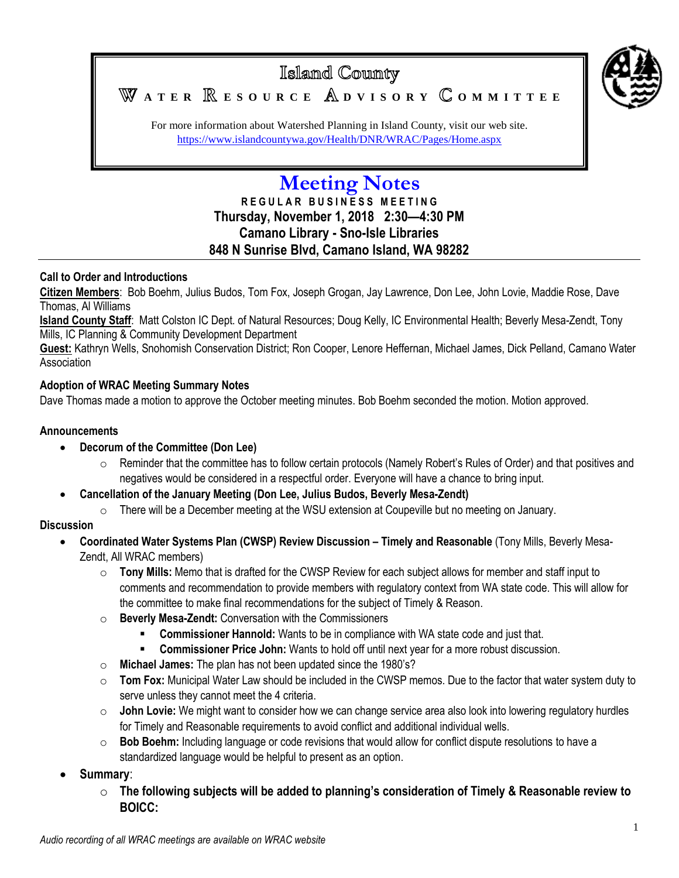# Island County

## WATER RESOURCE ADVISORY COMMITTEE

For more information about Watershed Planning in Island County, visit our web site.
https://www.islandcountywa.gov/Health/DNR/WRAC/Pages/Home.aspx

# Meeting Notes

**REGULAR BUSINESS MEETING**
**Thursday, November 1, 2018 2:30—4:30 PM**
**Camano Library - Sno-Isle Libraries**
**848 N Sunrise Blvd, Camano Island, WA 98282**

---

**Call to Order and Introductions**

**Citizen Members**: Bob Boehm, Julius Budos, Tom Fox, Joseph Grogan, Jay Lawrence, Don Lee, John Lovie, Maddie Rose, Dave Thomas, Al Williams

**Island County Staff**: Matt Colston IC Dept. of Natural Resources; Doug Kelly, IC Environmental Health; Beverly Mesa-Zendt, Tony Mills, IC Planning & Community Development Department

**Guest:** Kathryn Wells, Snohomish Conservation District; Ron Cooper, Lenore Heffernan, Michael James, Dick Pelland, Camano Water Association

**Adoption of WRAC Meeting Summary Notes**

Dave Thomas made a motion to approve the October meeting minutes. Bob Boehm seconded the motion. Motion approved.

**Announcements**

- **Decorum of the Committee (Don Lee)**
  - Reminder that the committee has to follow certain protocols (Namely Robert's Rules of Order) and that positives and negatives would be considered in a respectful order. Everyone will have a chance to bring input.
- **Cancellation of the January Meeting (Don Lee, Julius Budos, Beverly Mesa-Zendt)**
  - There will be a December meeting at the WSU extension at Coupeville but no meeting on January.

**Discussion**

- **Coordinated Water Systems Plan (CWSP) Review Discussion – Timely and Reasonable** (Tony Mills, Beverly Mesa-Zendt, All WRAC members)
  - **Tony Mills:** Memo that is drafted for the CWSP Review for each subject allows for member and staff input to comments and recommendation to provide members with regulatory context from WA state code. This will allow for the committee to make final recommendations for the subject of Timely & Reason.
  - **Beverly Mesa-Zendt:** Conversation with the Commissioners
    - **Commissioner Hannold:** Wants to be in compliance with WA state code and just that.
    - **Commissioner Price John:** Wants to hold off until next year for a more robust discussion.
  - **Michael James:** The plan has not been updated since the 1980's?
  - **Tom Fox:** Municipal Water Law should be included in the CWSP memos. Due to the factor that water system duty to serve unless they cannot meet the 4 criteria.
  - **John Lovie:** We might want to consider how we can change service area also look into lowering regulatory hurdles for Timely and Reasonable requirements to avoid conflict and additional individual wells.
  - **Bob Boehm:** Including language or code revisions that would allow for conflict dispute resolutions to have a standardized language would be helpful to present as an option.
- **Summary**:
  - **The following subjects will be added to planning's consideration of Timely & Reasonable review to BOICC:**

*Audio recording of all WRAC meetings are available on WRAC website*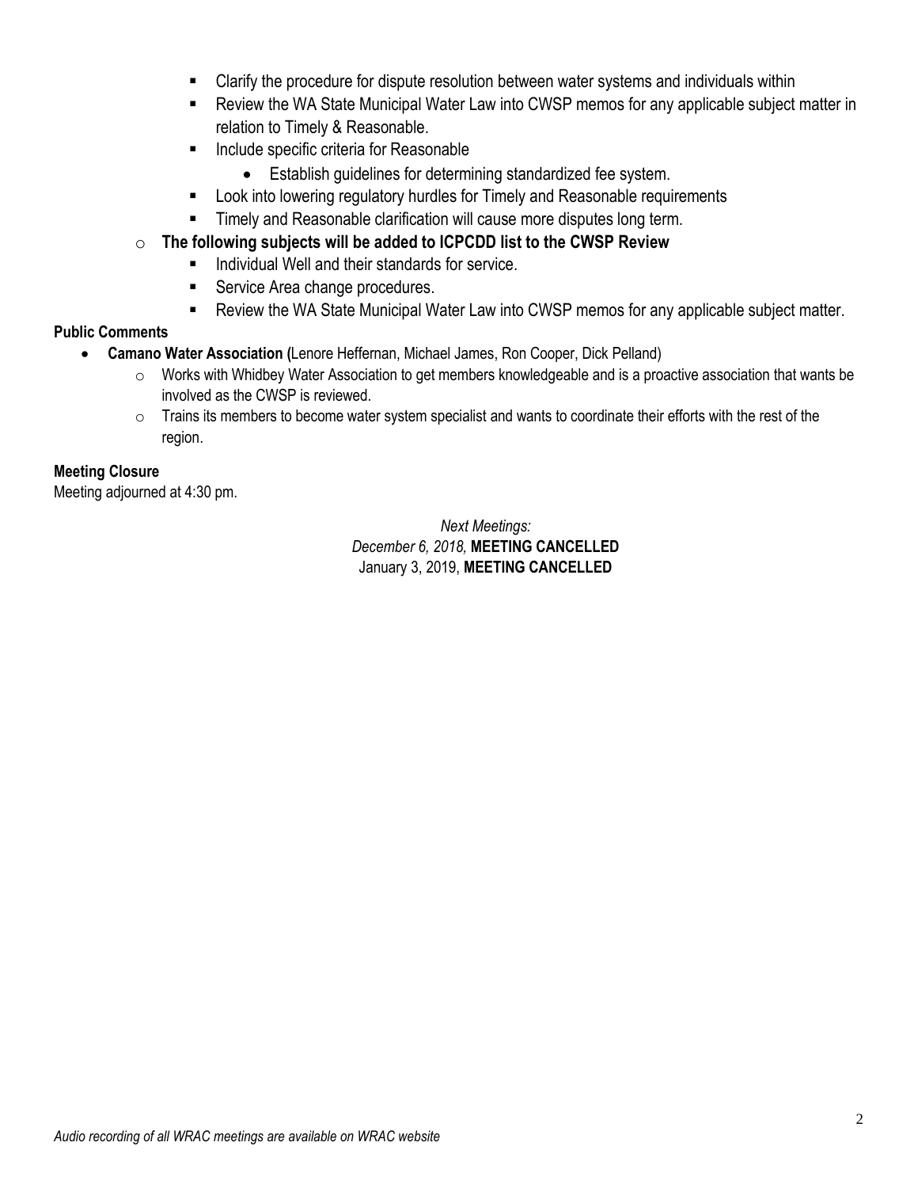- Clarify the procedure for dispute resolution between water systems and individuals within
    - Review the WA State Municipal Water Law into CWSP memos for any applicable subject matter in relation to Timely & Reasonable.
    - Include specific criteria for Reasonable
      - Establish guidelines for determining standardized fee system.
    - Look into lowering regulatory hurdles for Timely and Reasonable requirements
    - Timely and Reasonable clarification will cause more disputes long term.
  - **The following subjects will be added to ICPCDD list to the CWSP Review**
    - Individual Well and their standards for service.
    - Service Area change procedures.
    - Review the WA State Municipal Water Law into CWSP memos for any applicable subject matter.

**Public Comments**

- **Camano Water Association (**Lenore Heffernan, Michael James, Ron Cooper, Dick Pelland)
  - Works with Whidbey Water Association to get members knowledgeable and is a proactive association that wants be involved as the CWSP is reviewed.
  - Trains its members to become water system specialist and wants to coordinate their efforts with the rest of the region.

**Meeting Closure**

Meeting adjourned at 4:30 pm.

*Next Meetings:*
*December 6, 2018,* **MEETING CANCELLED**
January 3, 2019, **MEETING CANCELLED**

*Audio recording of all WRAC meetings are available on WRAC website*